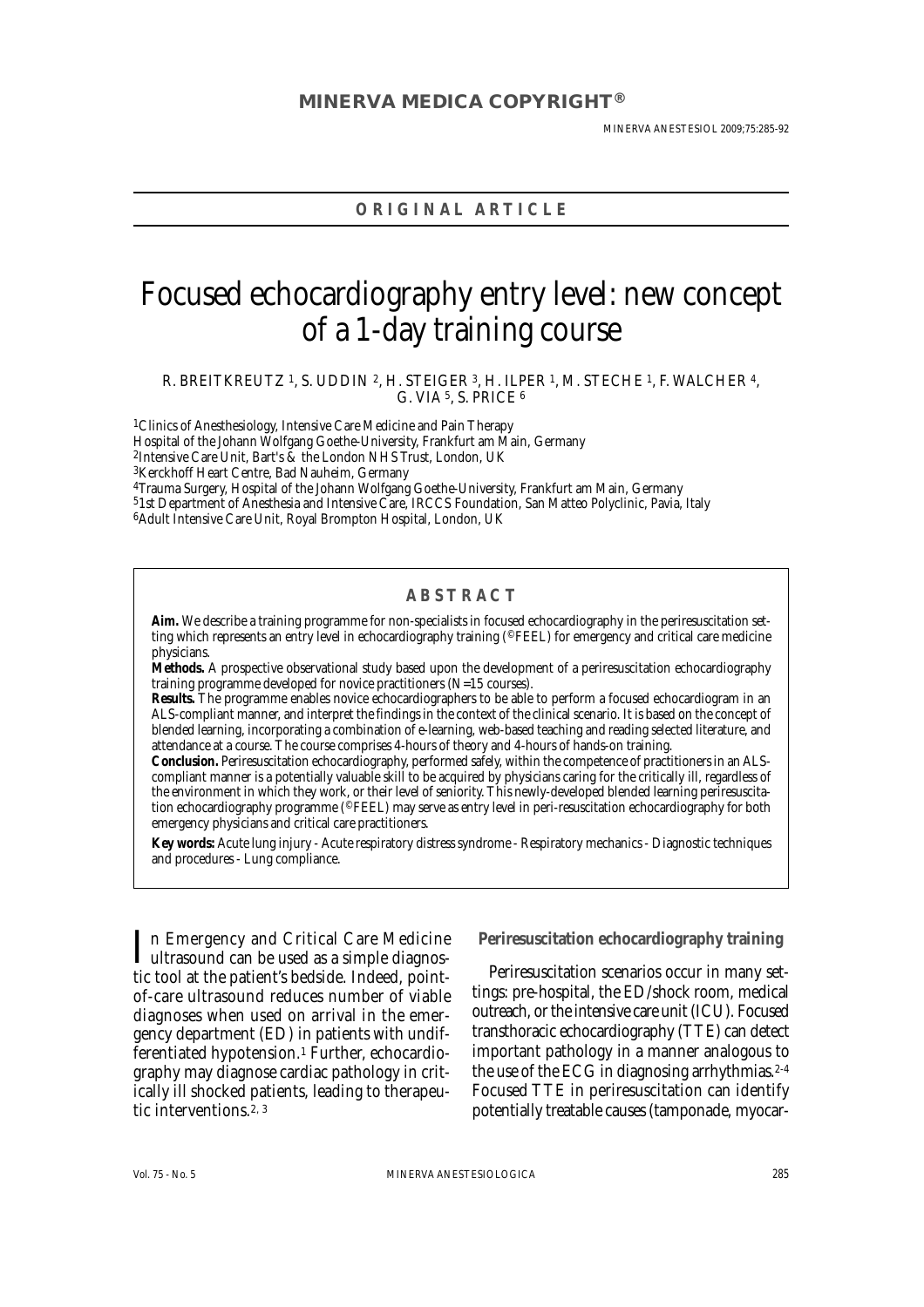ORIGINAL ARTICLE

# Focused echocardiography entry level: new concept of a 1-day training course

R. BREITKREUTZ [1], S. UDDIN [2], H. STEIGER [3], H. ILPER [1], M. STECHE [1], F. WALCHER [4], G. VIA [5], S. PRICE [6]

[1]Clinics of Anesthesiology, Intensive Care Medicine and Pain Therapy
Hospital of the Johann Wolfgang Goethe-University, Frankfurt am Main, Germany
[2]Intensive Care Unit, Bart's & the London NHS Trust, London, UK
[3]Kerckhoff Heart Centre, Bad Nauheim, Germany
[4]Trauma Surgery, Hospital of the Johann Wolfgang Goethe-University, Frankfurt am Main, Germany
[5]1st Department of Anesthesia and Intensive Care, IRCCS Foundation, San Matteo Polyclinic, Pavia, Italy
[6]Adult Intensive Care Unit, Royal Brompton Hospital, London, UK

## ABSTRACT

**Aim.** We describe a training programme for non-specialists in focused echocardiography in the periresuscitation setting which represents an entry level in echocardiography training (©FEEL) for emergency and critical care medicine physicians.

**Methods.** A prospective observational study based upon the development of a periresuscitation echocardiography training programme developed for novice practitioners (N=15 courses).

**Results.** The programme enables novice echocardiographers to be able to perform a focused echocardiogram in an ALS-compliant manner, and interpret the findings in the context of the clinical scenario. It is based on the concept of blended learning, incorporating a combination of e-learning, web-based teaching and reading selected literature, and attendance at a course. The course comprises 4-hours of theory and 4-hours of hands-on training.

**Conclusion.** Periresuscitation echocardiography, performed safely, within the competence of practitioners in an ALS-compliant manner is a potentially valuable skill to be acquired by physicians caring for the critically ill, regardless of the environment in which they work, or their level of seniority. This newly-developed blended learning periresuscitation echocardiography programme (©FEEL) may serve as entry level in peri-resuscitation echocardiography for both emergency physicians and critical care practitioners.

**Key words:** Acute lung injury - Acute respiratory distress syndrome - Respiratory mechanics - Diagnostic techniques and procedures - Lung compliance.

In Emergency and Critical Care Medicine ultrasound can be used as a simple diagnostic tool at the patient's bedside. Indeed, point-of-care ultrasound reduces number of viable diagnoses when used on arrival in the emergency department (ED) in patients with undifferentiated hypotension.[1] Further, echocardiography may diagnose cardiac pathology in critically ill shocked patients, leading to therapeutic interventions.[2, 3]

### Periresuscitation echocardiography training

Periresuscitation scenarios occur in many settings: pre-hospital, the ED/shock room, medical outreach, or the intensive care unit (ICU). Focused transthoracic echocardiography (TTE) can detect important pathology in a manner analogous to the use of the ECG in diagnosing arrhythmias.[2-4] Focused TTE in periresuscitation can identify potentially treatable causes (tamponade, myocar-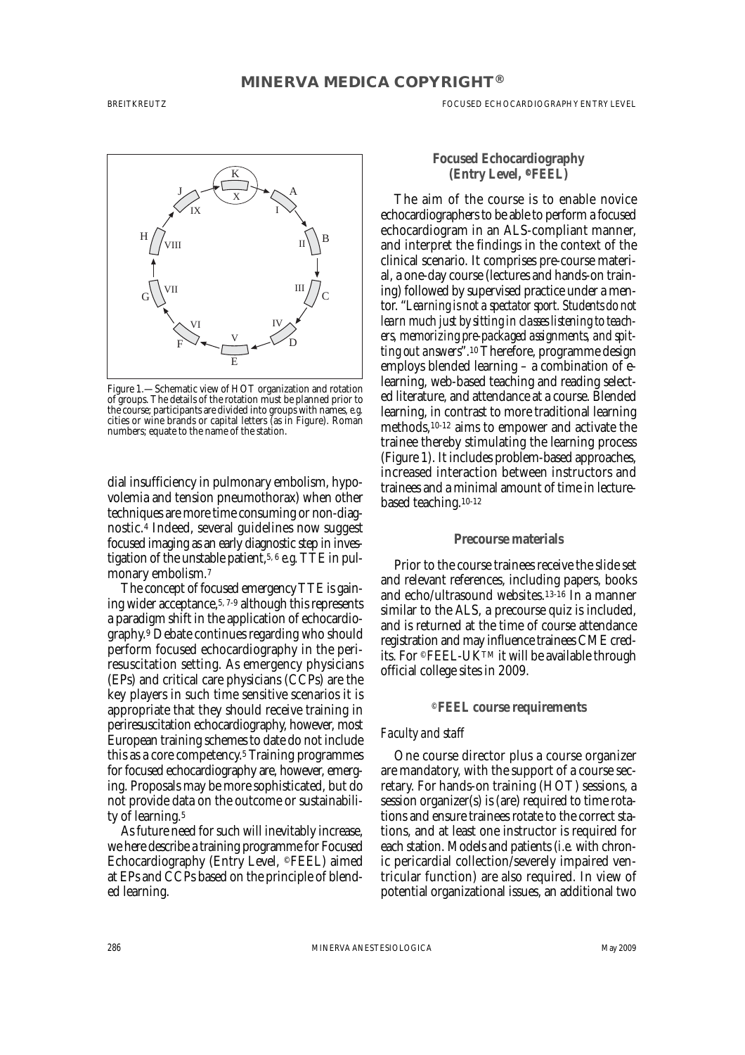K
X
A
I
B
II
C
III
D
IV
E
V
F
VI
G
VII
H
VIII
J
IX

Figure 1.— Schematic view of HOT organization and rotation of groups. The details of the rotation must be planned prior to the course; participants are divided into groups with names, e.g. cities or wine brands or capital letters (as in Figure). Roman numbers; equate to the name of the station.

dial insufficiency in pulmonary embolism, hypovolemia and tension pneumothorax) when other techniques are more time consuming or non-diagnostic.[4] Indeed, several guidelines now suggest focused imaging as an early diagnostic step in investigation of the unstable patient,[5, 6] e.g. TTE in pulmonary embolism.[7]

The concept of focused emergency TTE is gaining wider acceptance,[5, 7-9] although this represents a paradigm shift in the application of echocardiography.[9] Debate continues regarding who should perform focused echocardiography in the periresuscitation setting. As emergency physicians (EPs) and critical care physicians (CCPs) are the key players in such time sensitive scenarios it is appropriate that they should receive training in periresuscitation echocardiography, however, most European training schemes to date do not include this as a core competency.[5] Training programmes for focused echocardiography are, however, emerging. Proposals may be more sophisticated, but do not provide data on the outcome or sustainability of learning.[5]

As future need for such will inevitably increase, we here describe a training programme for Focused Echocardiography (Entry Level, ©FEEL) aimed at EPs and CCPs based on the principle of blended learning.

## Focused Echocardiography (Entry Level, ©FEEL)

The aim of the course is to enable novice echocardiographers to be able to perform a focused echocardiogram in an ALS-compliant manner, and interpret the findings in the context of the clinical scenario. It comprises pre-course material, a one-day course (lectures and hands-on training) followed by supervised practice under a mentor. "*Learning is not a spectator sport. Students do not learn much just by sitting in classes listening to teachers, memorizing pre-packaged assignments, and spitting out answers*".[10] Therefore, programme design employs blended learning – a combination of e-learning, web-based teaching and reading selected literature, and attendance at a course. Blended learning, in contrast to more traditional learning methods,[10-12] aims to empower and activate the trainee thereby stimulating the learning process (Figure 1). It includes problem-based approaches, increased interaction between instructors and trainees and a minimal amount of time in lecture-based teaching.[10-12]

### Precourse materials

Prior to the course trainees receive the slide set and relevant references, including papers, books and echo/ultrasound websites.[13-16] In a manner similar to the ALS, a precourse quiz is included, and is returned at the time of course attendance registration and may influence trainees CME credits. For ©FEEL-UK™ it will be available through official college sites in 2009.

### ©FEEL course requirements

*Faculty and staff*

One course director plus a course organizer are mandatory, with the support of a course secretary. For hands-on training (HOT) sessions, a session organizer(s) is (are) required to time rotations and ensure trainees rotate to the correct stations, and at least one instructor is required for each station. Models and patients (i.e. with chronic pericardial collection/severely impaired ventricular function) are also required. In view of potential organizational issues, an additional two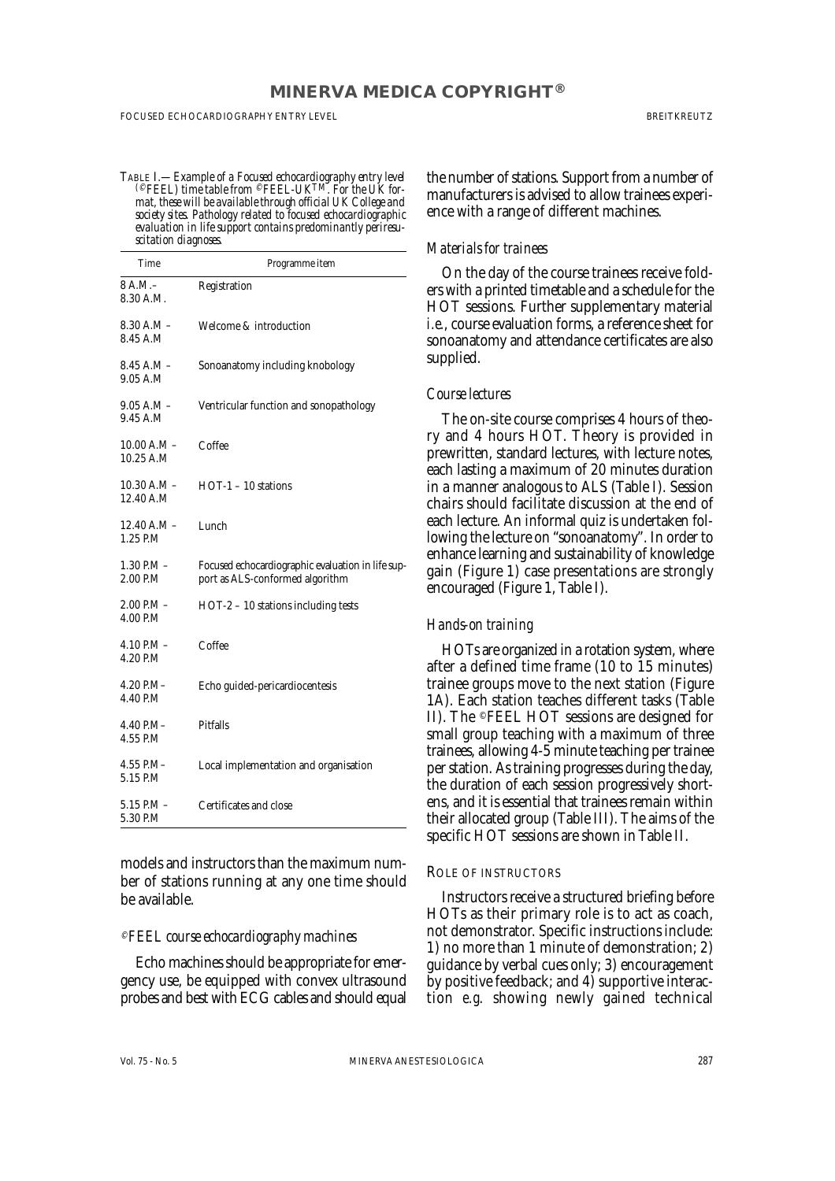TABLE I.—*Example of a Focused echocardiography entry level (©FEEL) time table from ©FEEL-UKTM. For the UK format, these will be available through official UK College and society sites. Pathology related to focused echocardiographic evaluation in life support contains predominantly periresuscitation diagnoses.*

| Time | Programme item |
|---|---|
| 8 A.M.– 8.30 A.M. | Registration |
| 8.30 A.M – 8.45 A.M | Welcome & introduction |
| 8.45 A.M – 9.05 A.M | Sonoanatomy including knobology |
| 9.05 A.M – 9.45 A.M | Ventricular function and sonopathology |
| 10.00 A.M – 10.25 A.M | Coffee |
| 10.30 A.M – 12.40 A.M | HOT-1 – 10 stations |
| 12.40 A.M – 1.25 P.M | Lunch |
| 1.30 P.M – 2.00 P.M | Focused echocardiographic evaluation in life support as ALS-conformed algorithm |
| 2.00 P.M – 4.00 P.M | HOT-2 – 10 stations including tests |
| 4.10 P.M – 4.20 P.M | Coffee |
| 4.20 P.M– 4.40 P.M | Echo guided-pericardiocentesis |
| 4.40 P.M– 4.55 P.M | Pitfalls |
| 4.55 P.M– 5.15 P.M | Local implementation and organisation |
| 5.15 P.M – 5.30 P.M | Certificates and close |

models and instructors than the maximum number of stations running at any one time should be available.

### *©FEEL course echocardiography machines*

Echo machines should be appropriate for emergency use, be equipped with convex ultrasound probes and best with ECG cables and should equal the number of stations. Support from a number of manufacturers is advised to allow trainees experience with a range of different machines.

### *Materials for trainees*

On the day of the course trainees receive folders with a printed timetable and a schedule for the HOT sessions. Further supplementary material *i.e.*, course evaluation forms, a reference sheet for sonoanatomy and attendance certificates are also supplied.

### *Course lectures*

The on-site course comprises 4 hours of theory and 4 hours HOT. Theory is provided in prewritten, standard lectures, with lecture notes, each lasting a maximum of 20 minutes duration in a manner analogous to ALS (Table I). Session chairs should facilitate discussion at the end of each lecture. An informal quiz is undertaken following the lecture on "sonoanatomy". In order to enhance learning and sustainability of knowledge gain (Figure 1) case presentations are strongly encouraged (Figure 1, Table I).

### *Hands-on training*

HOTs are organized in a rotation system, where after a defined time frame (10 to 15 minutes) trainee groups move to the next station (Figure 1A). Each station teaches different tasks (Table II). The ©FEEL HOT sessions are designed for small group teaching with a maximum of three trainees, allowing 4-5 minute teaching per trainee per station. As training progresses during the day, the duration of each session progressively shortens, and it is essential that trainees remain within their allocated group (Table III). The aims of the specific HOT sessions are shown in Table II.

## ROLE OF INSTRUCTORS

Instructors receive a structured briefing before HOTs as their primary role is to act as coach, not demonstrator. Specific instructions include: 1) no more than 1 minute of demonstration; 2) guidance by verbal cues only; 3) encouragement by positive feedback; and 4) supportive interaction *e.g.* showing newly gained technical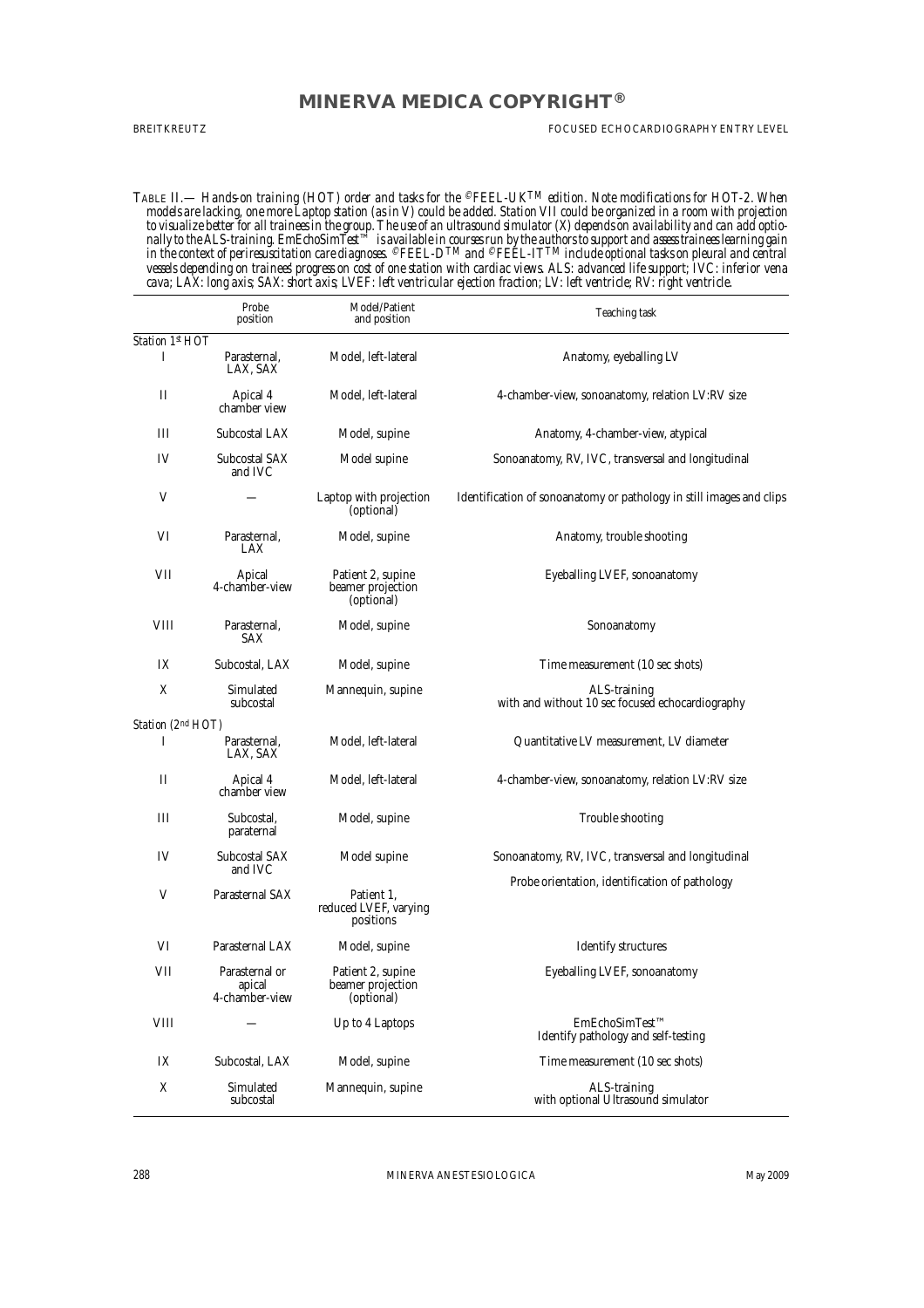TABLE II.— *Hands-on training (HOT) order and tasks for the ©FEEL-UK™ edition. Note modifications for HOT-2. When models are lacking, one more Laptop station (as in V) could be added. Station VII could be organized in a room with projection to visualize better for all trainees in the group. The use of an ultrasound simulator (X) depends on availability and can add optionally to the ALS-training. EmEchoSimTest™ is available in courses run by the authors to support and assess trainees learning gain in the context of periresuscitation care diagnoses. ©FEEL-D™ and ©FEEL-IT™ include optional tasks on pleural and central vessels depending on trainees' progress on cost of one station with cardiac views. ALS: advanced life support; IVC: inferior vena cava; LAX: long axis; SAX: short axis; LVEF: left ventricular ejection fraction; LV: left ventricle; RV: right ventricle.*

| | Probe position | Model/Patient and position | Teaching task |
|---|---|---|---|
| Station 1st HOT | | | |
| I | Parasternal, LAX, SAX | Model, left-lateral | Anatomy, eyeballing LV |
| II | Apical 4 chamber view | Model, left-lateral | 4-chamber-view, sonoanatomy, relation LV:RV size |
| III | Subcostal LAX | Model, supine | Anatomy, 4-chamber-view, atypical |
| IV | Subcostal SAX and IVC | Model supine | Sonoanatomy, RV, IVC, transversal and longitudinal |
| V | — | Laptop with projection (optional) | Identification of sonoanatomy or pathology in still images and clips |
| VI | Parasternal, LAX | Model, supine | Anatomy, trouble shooting |
| VII | Apical 4-chamber-view | Patient 2, supine beamer projection (optional) | Eyeballing LVEF, sonoanatomy |
| VIII | Parasternal, SAX | Model, supine | Sonoanatomy |
| IX | Subcostal, LAX | Model, supine | Time measurement (10 sec shots) |
| X | Simulated subcostal | Mannequin, supine | ALS-training with and without 10 sec focused echocardiography |
| Station (2nd HOT) | | | |
| I | Parasternal, LAX, SAX | Model, left-lateral | Quantitative LV measurement, LV diameter |
| II | Apical 4 chamber view | Model, left-lateral | 4-chamber-view, sonoanatomy, relation LV:RV size |
| III | Subcostal, paraternal | Model, supine | Trouble shooting |
| IV | Subcostal SAX and IVC | Model supine | Sonoanatomy, RV, IVC, transversal and longitudinal |
| V | Parasternal SAX | Patient 1, reduced LVEF, varying positions | Probe orientation, identification of pathology |
| VI | Parasternal LAX | Model, supine | Identify structures |
| VII | Parasternal or apical 4-chamber-view | Patient 2, supine beamer projection (optional) | Eyeballing LVEF, sonoanatomy |
| VIII | — | Up to 4 Laptops | EmEchoSimTest™ Identify pathology and self-testing |
| IX | Subcostal, LAX | Model, supine | Time measurement (10 sec shots) |
| X | Simulated subcostal | Mannequin, supine | ALS-training with optional Ultrasound simulator |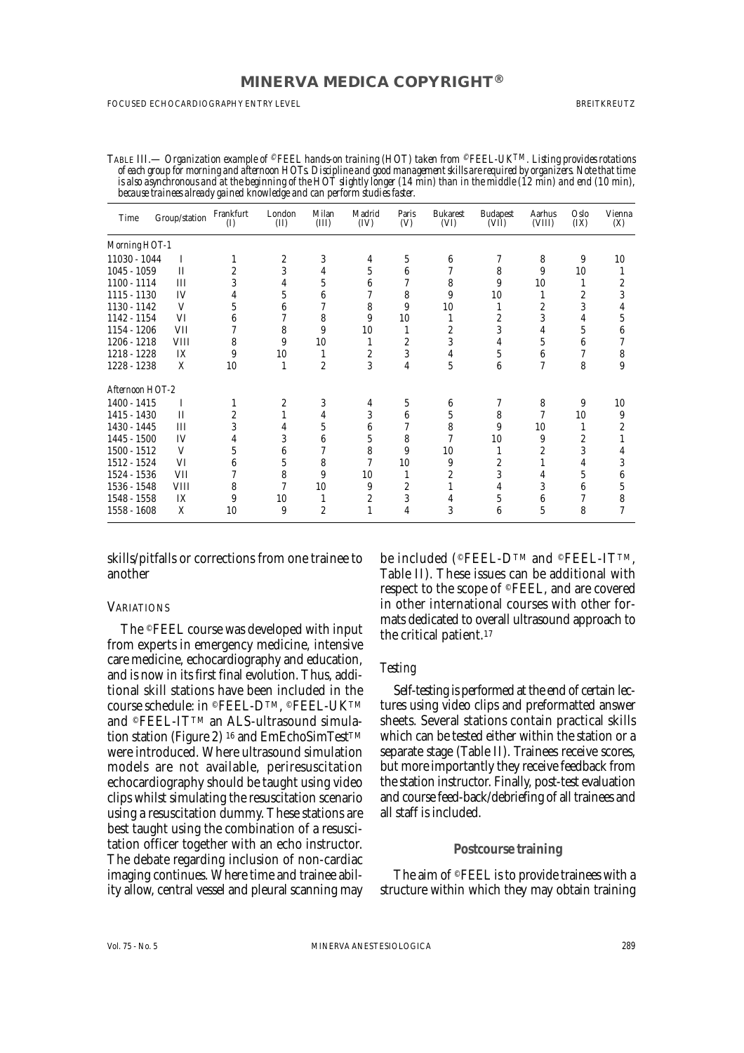TABLE III.— *Organization example of ©FEEL hands-on training (HOT) taken from ©FEEL-UK™. Listing provides rotations of each group for morning and afternoon HOTs. Discipline and good management skills are required by organizers. Note that time is also asynchronous and at the beginning of the HOT slightly longer (14 min) than in the middle (12 min) and end (10 min), because trainees already gained knowledge and can perform studies faster.*

| Time | Group/station | Frankfurt (I) | London (II) | Milan (III) | Madrid (IV) | Paris (V) | Bukarest (VI) | Budapest (VII) | Aarhus (VIII) | Oslo (IX) | Vienna (X) |
|---|---|---|---|---|---|---|---|---|---|---|---|
| *Morning HOT-1* | | | | | | | | | | | |
| 11030 - 1044 | I | 1 | 2 | 3 | 4 | 5 | 6 | 7 | 8 | 9 | 10 |
| 1045 - 1059 | II | 2 | 3 | 4 | 5 | 6 | 7 | 8 | 9 | 10 | 1 |
| 1100 - 1114 | III | 3 | 4 | 5 | 6 | 7 | 8 | 9 | 10 | 1 | 2 |
| 1115 - 1130 | IV | 4 | 5 | 6 | 7 | 8 | 9 | 10 | 1 | 2 | 3 |
| 1130 - 1142 | V | 5 | 6 | 7 | 8 | 9 | 10 | 1 | 2 | 3 | 4 |
| 1142 - 1154 | VI | 6 | 7 | 8 | 9 | 10 | 1 | 2 | 3 | 4 | 5 |
| 1154 - 1206 | VII | 7 | 8 | 9 | 10 | 1 | 2 | 3 | 4 | 5 | 6 |
| 1206 - 1218 | VIII | 8 | 9 | 10 | 1 | 2 | 3 | 4 | 5 | 6 | 7 |
| 1218 - 1228 | IX | 9 | 10 | 1 | 2 | 3 | 4 | 5 | 6 | 7 | 8 |
| 1228 - 1238 | X | 10 | 1 | 2 | 3 | 4 | 5 | 6 | 7 | 8 | 9 |
| *Afternoon HOT-2* | | | | | | | | | | | |
| 1400 - 1415 | I | 1 | 2 | 3 | 4 | 5 | 6 | 7 | 8 | 9 | 10 |
| 1415 - 1430 | II | 2 | 1 | 4 | 3 | 6 | 5 | 8 | 7 | 10 | 9 |
| 1430 - 1445 | III | 3 | 4 | 5 | 6 | 7 | 8 | 9 | 10 | 1 | 2 |
| 1445 - 1500 | IV | 4 | 3 | 6 | 5 | 8 | 7 | 10 | 9 | 2 | 1 |
| 1500 - 1512 | V | 5 | 6 | 7 | 8 | 9 | 10 | 1 | 2 | 3 | 4 |
| 1512 - 1524 | VI | 6 | 5 | 8 | 7 | 10 | 9 | 2 | 1 | 4 | 3 |
| 1524 - 1536 | VII | 7 | 8 | 9 | 10 | 1 | 2 | 3 | 4 | 5 | 6 |
| 1536 - 1548 | VIII | 8 | 7 | 10 | 9 | 2 | 1 | 4 | 3 | 6 | 5 |
| 1548 - 1558 | IX | 9 | 10 | 1 | 2 | 3 | 4 | 5 | 6 | 7 | 8 |
| 1558 - 1608 | X | 10 | 9 | 2 | 1 | 4 | 3 | 6 | 5 | 8 | 7 |

skills/pitfalls or corrections from one trainee to another

### VARIATIONS

The ©FEEL course was developed with input from experts in emergency medicine, intensive care medicine, echocardiography and education, and is now in its first final evolution. Thus, additional skill stations have been included in the course schedule: in ©FEEL-D™, ©FEEL-UK™ and ©FEEL-IT™ an ALS-ultrasound simulation station (Figure 2) [16] and EmEchoSimTest™ were introduced. Where ultrasound simulation models are not available, periresuscitation echocardiography should be taught using video clips whilst simulating the resuscitation scenario using a resuscitation dummy. These stations are best taught using the combination of a resuscitation officer together with an echo instructor. The debate regarding inclusion of non-cardiac imaging continues. Where time and trainee ability allow, central vessel and pleural scanning may be included (©FEEL-D™ and ©FEEL-IT™, Table II). These issues can be additional with respect to the scope of ©FEEL, and are covered in other international courses with other formats dedicated to overall ultrasound approach to the critical patient.[17]

#### *Testing*

Self-testing is performed at the end of certain lectures using video clips and preformatted answer sheets. Several stations contain practical skills which can be tested either within the station or a separate stage (Table II). Trainees receive scores, but more importantly they receive feedback from the station instructor. Finally, post-test evaluation and course feed-back/debriefing of all trainees and all staff is included.

## Postcourse training

The aim of ©FEEL is to provide trainees with a structure within which they may obtain training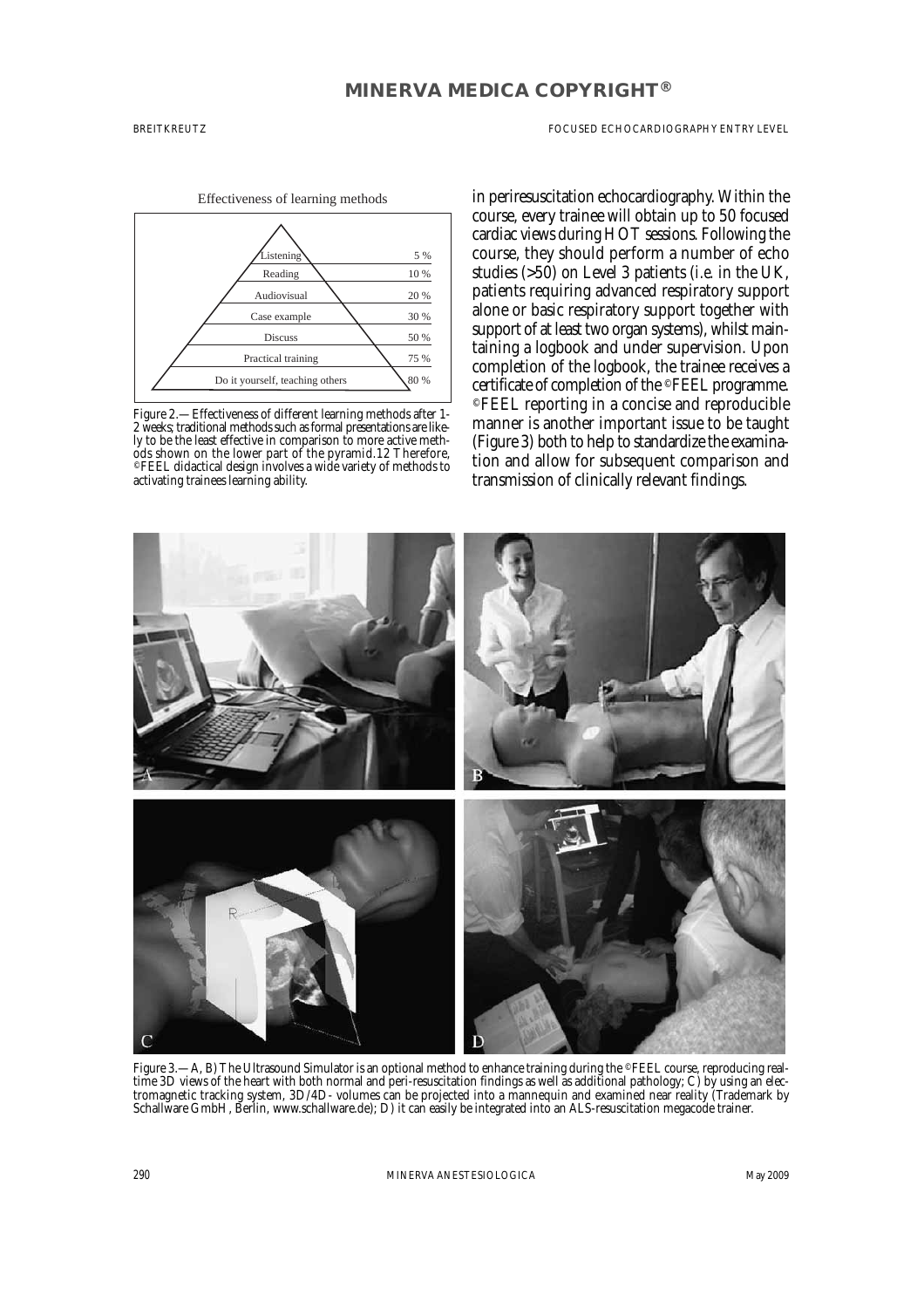Effectiveness of learning methods

Listening 5 %
Reading 10 %
Audiovisual 20 %
Case example 30 %
Discuss 50 %
Practical training 75 %
Do it yourself, teaching others 80 %

Figure 2.— Effectiveness of different learning methods after 1-2 weeks; traditional methods such as formal presentations are likely to be the least effective in comparison to more active methods shown on the lower part of the pyramid.12 Therefore, ©FEEL didactical design involves a wide variety of methods to activating trainees learning ability.

in periresuscitation echocardiography. Within the course, every trainee will obtain up to 50 focused cardiac views during HOT sessions. Following the course, they should perform a number of echo studies (>50) on Level 3 patients (i.e. in the UK, patients requiring advanced respiratory support alone or basic respiratory support together with support of at least two organ systems), whilst maintaining a logbook and under supervision. Upon completion of the logbook, the trainee receives a certificate of completion of the ©FEEL programme. ©FEEL reporting in a concise and reproducible manner is another important issue to be taught (Figure 3) both to help to standardize the examination and allow for subsequent comparison and transmission of clinically relevant findings.

Figure 3.— A, B) The Ultrasound Simulator is an optional method to enhance training during the ©FEEL course, reproducing realtime 3D views of the heart with both normal and peri-resuscitation findings as well as additional pathology; C) by using an electromagnetic tracking system, 3D/4D- volumes can be projected into a mannequin and examined near reality (Trademark by Schallware GmbH, Berlin, www.schallware.de); D) it can easily be integrated into an ALS-resuscitation megacode trainer.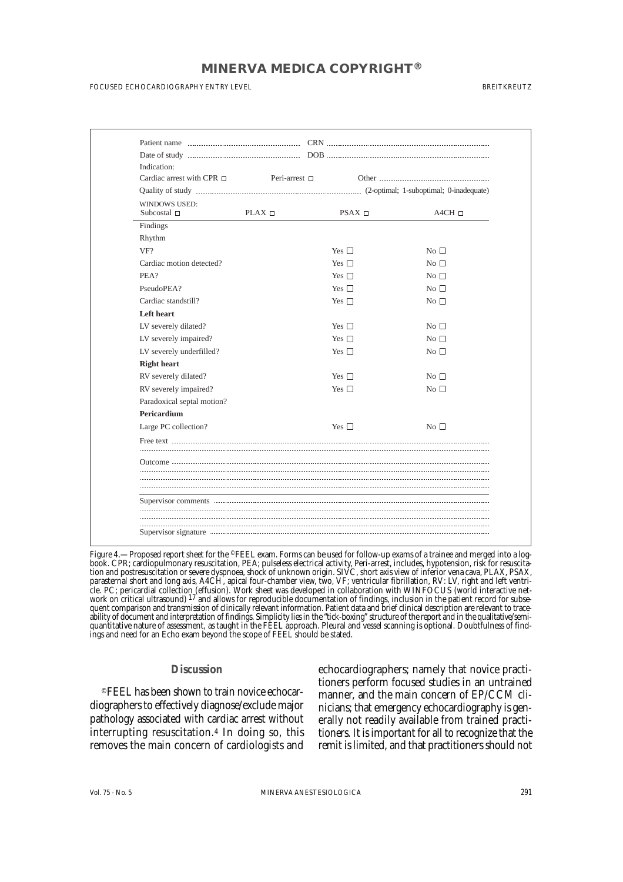| | | | |
|---|---|---|---|
| Patient name ............................................. | | CRN ................................................................. | |
| Date of study ............................................. | | DOB ................................................................. | |
| Indication: | | | |
| Cardiac arrest with CPR ☐ | Peri-arrest ☐ | Other ............................................. | |
| Quality of study ............................................................................. | | (2-optimal; 1-suboptimal; 0-inadequate) | |
| WINDOWS USED: Subcostal ☐ | PLAX ☐ | PSAX ☐ | A4CH ☐ |
| Findings | | | |
| Rhythm | | | |
| VF? | | Yes ☐ | No ☐ |
| Cardiac motion detected? | | Yes ☐ | No ☐ |
| PEA? | | Yes ☐ | No ☐ |
| PseudoPEA? | | Yes ☐ | No ☐ |
| Cardiac standstill? | | Yes ☐ | No ☐ |
| **Left heart** | | | |
| LV severely dilated? | | Yes ☐ | No ☐ |
| LV severely impaired? | | Yes ☐ | No ☐ |
| LV severely underfilled? | | Yes ☐ | No ☐ |
| **Right heart** | | | |
| RV severely dilated? | | Yes ☐ | No ☐ |
| RV severely impaired? | | Yes ☐ | No ☐ |
| Paradoxical septal motion? | | | |
| **Pericardium** | | | |
| Large PC collection? | | Yes ☐ | No ☐ |
| Free text ............................................................................................................................. | | | |
| Outcome ............................................................................................................................. | | | |
| Supervisor comments ............................................................................................................ | | | |
| Supervisor signature ............................................................................................................ | | | |

Figure 4.—Proposed report sheet for the ©FEEL exam. Forms can be used for follow-up exams of a trainee and merged into a logbook. CPR; cardiopulmonary resuscitation, PEA; pulseless electrical activity, Peri-arrest, includes, hypotension, risk for resuscitation and postresuscitation or severe dyspnoea, shock of unknown origin. SIVC, short axis view of inferior vena cava, PLAX, PSAX, parasternal short and long axis, A4CH, apical four-chamber view, two, VF; ventricular fibrillation, RV: LV, right and left ventricle. PC; pericardial collection (effusion). Work sheet was developed in collaboration with WINFOCUS (world interactive network on critical ultrasound) [17] and allows for reproducible documentation of findings, inclusion in the patient record for subsequent comparison and transmission of clinically relevant information. Patient data and brief clinical description are relevant to traceability of document and interpretation of findings. Simplicity lies in the "tick-boxing" structure of the report and in the qualitative/semi-quantitative nature of assessment, as taught in the FEEL approach. Pleural and vessel scanning is optional. Doubtfulness of findings and need for an Echo exam beyond the scope of FEEL should be stated.

## Discussion

©FEEL has been shown to train novice echocardiographers to effectively diagnose/exclude major pathology associated with cardiac arrest without interrupting resuscitation.[4] In doing so, this removes the main concern of cardiologists and echocardiographers; namely that novice practitioners perform focused studies in an untrained manner, and the main concern of EP/CCM clinicians; that emergency echocardiography is generally not readily available from trained practitioners. It is important for all to recognize that the remit is limited, and that practitioners should not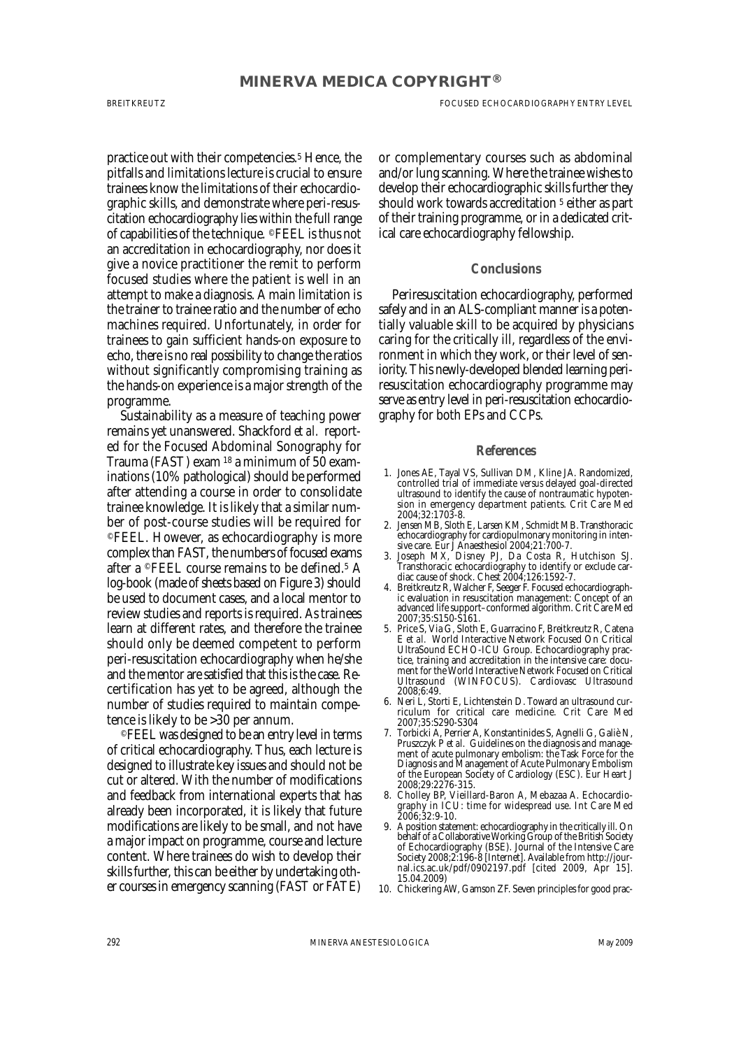practice out with their competencies.[5] Hence, the pitfalls and limitations lecture is crucial to ensure trainees know the limitations of their echocardiographic skills, and demonstrate where peri-resuscitation echocardiography lies within the full range of capabilities of the technique. ©FEEL is thus not an accreditation in echocardiography, nor does it give a novice practitioner the remit to perform focused studies where the patient is well in an attempt to make a diagnosis. A main limitation is the trainer to trainee ratio and the number of echo machines required. Unfortunately, in order for trainees to gain sufficient hands-on exposure to echo, there is no real possibility to change the ratios without significantly compromising training as the hands-on experience is a major strength of the programme.

Sustainability as a measure of teaching power remains yet unanswered. Shackford *et al.* reported for the Focused Abdominal Sonography for Trauma (FAST) exam [18] a minimum of 50 examinations (10% pathological) should be performed after attending a course in order to consolidate trainee knowledge. It is likely that a similar number of post-course studies will be required for ©FEEL. However, as echocardiography is more complex than FAST, the numbers of focused exams after a ©FEEL course remains to be defined.[5] A log-book (made of sheets based on Figure 3) should be used to document cases, and a local mentor to review studies and reports is required. As trainees learn at different rates, and therefore the trainee should only be deemed competent to perform peri-resuscitation echocardiography when he/she and the mentor are satisfied that this is the case. Recertification has yet to be agreed, although the number of studies required to maintain competence is likely to be >30 per annum.

©FEEL was designed to be an entry level in terms of critical echocardiography. Thus, each lecture is designed to illustrate key issues and should not be cut or altered. With the number of modifications and feedback from international experts that has already been incorporated, it is likely that future modifications are likely to be small, and not have a major impact on programme, course and lecture content. Where trainees do wish to develop their skills further, this can be either by undertaking other courses in emergency scanning (FAST or FATE) or complementary courses such as abdominal and/or lung scanning. Where the trainee wishes to develop their echocardiographic skills further they should work towards accreditation [5] either as part of their training programme, or in a dedicated critical care echocardiography fellowship.

## Conclusions

Periresuscitation echocardiography, performed safely and in an ALS-compliant manner is a potentially valuable skill to be acquired by physicians caring for the critically ill, regardless of the environment in which they work, or their level of seniority. This newly-developed blended learning periresuscitation echocardiography programme may serve as entry level in peri-resuscitation echocardiography for both EPs and CCPs.

## References

1. Jones AE, Tayal VS, Sullivan DM, Kline JA. Randomized, controlled trial of immediate *versus* delayed goal-directed ultrasound to identify the cause of nontraumatic hypotension in emergency department patients. Crit Care Med 2004;32:1703-8.
2. Jensen MB, Sloth E, Larsen KM, Schmidt MB. Transthoracic echocardiography for cardiopulmonary monitoring in intensive care. Eur J Anaesthesiol 2004;21:700-7.
3. Joseph MX, Disney PJ, Da Costa R, Hutchison SJ. Transthoracic echocardiography to identify or exclude cardiac cause of shock. Chest 2004;126:1592-7.
4. Breitkreutz R, Walcher F, Seeger F. Focused echocardiographic evaluation in resuscitation management: Concept of an advanced life support–conformed algorithm. Crit Care Med 2007;35:S150-S161.
5. Price S, Via G, Sloth E, Guarracino F, Breitkreutz R, Catena E *et al.* World Interactive Network Focused On Critical UltraSound ECHO-ICU Group. Echocardiography practice, training and accreditation in the intensive care: document for the World Interactive Network Focused on Critical Ultrasound (WINFOCUS). Cardiovasc Ultrasound 2008;6:49.
6. Neri L, Storti E, Lichtenstein D. Toward an ultrasound curriculum for critical care medicine. Crit Care Med 2007;35:S290-S304
7. Torbicki A, Perrier A, Konstantinides S, Agnelli G, Galiè N, Pruszczyk P *et al.* Guidelines on the diagnosis and management of acute pulmonary embolism: the Task Force for the Diagnosis and Management of Acute Pulmonary Embolism of the European Society of Cardiology (ESC). Eur Heart J 2008;29:2276-315.
8. Cholley BP, Vieillard-Baron A, Mebazaa A. Echocardiography in ICU: time for widespread use. Int Care Med 2006;32:9-10.
9. A position statement: echocardiography in the critically ill. On behalf of a Collaborative Working Group of the British Society of Echocardiography (BSE). Journal of the Intensive Care Society 2008;2:196-8 [Internet]. Available from http://journal.ics.ac.uk/pdf/0902197.pdf [cited 2009, Apr 15]. 15.04.2009)
10. Chickering AW, Gamson ZF. Seven principles for good prac-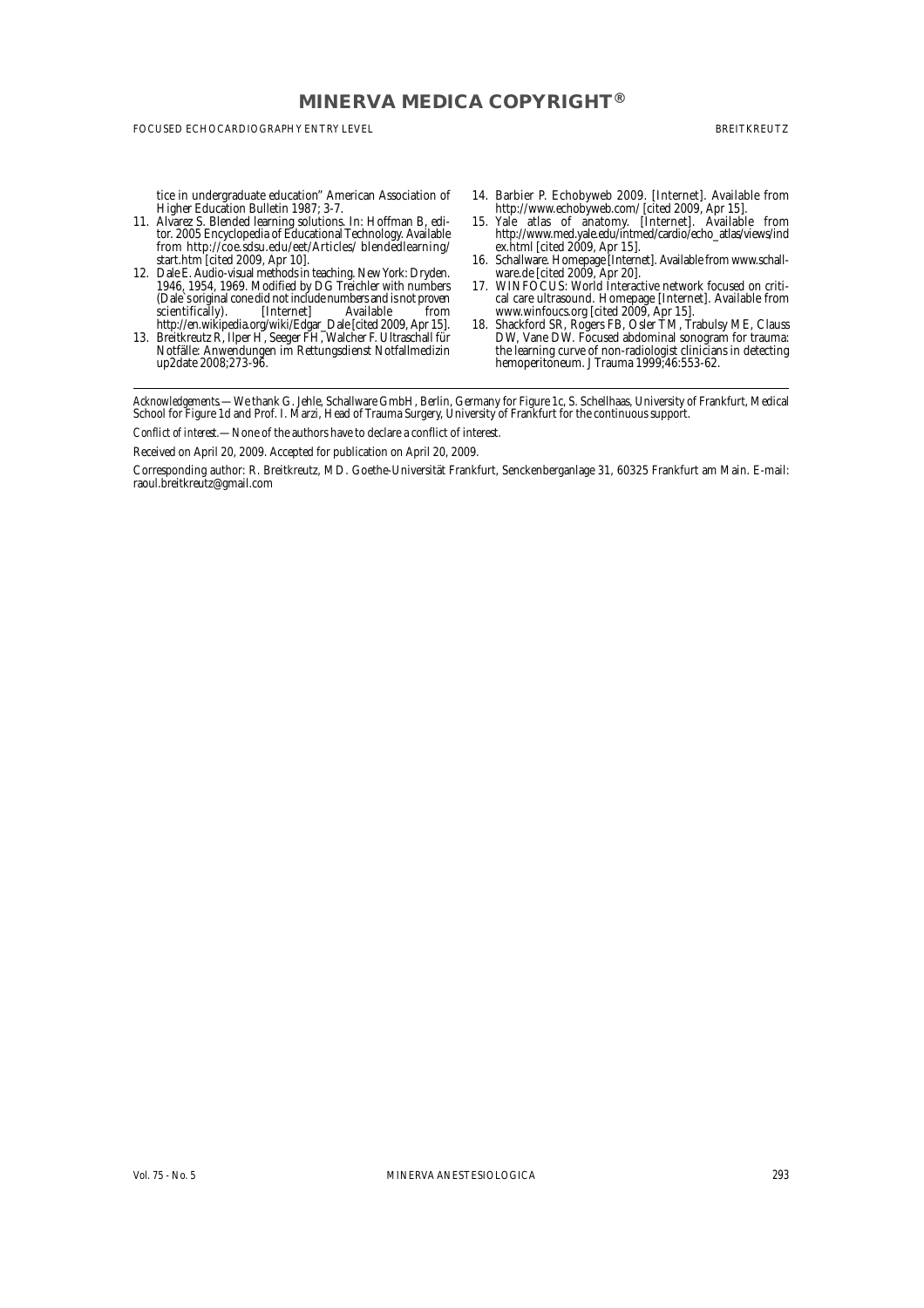tice in undergraduate education" American Association of Higher Education Bulletin 1987; 3-7.

11. Alvarez S. Blended learning solutions. In: Hoffman B, editor. 2005 Encyclopedia of Educational Technology. Available from http://coe.sdsu.edu/eet/Articles/ blendedlearning/ start.htm [cited 2009, Apr 10].
12. Dale E. Audio-visual methods in teaching. New York: Dryden. 1946, 1954, 1969. Modified by DG Treichler with numbers (Dale`s original cone did not include numbers and is not proven scientifically). [Internet] Available from http://en.wikipedia.org/wiki/Edgar_Dale [cited 2009, Apr 15].
13. Breitkreutz R, Ilper H, Seeger FH, Walcher F. Ultraschall für Notfälle: Anwendungen im Rettungsdienst Notfallmedizin up2date 2008;273-96.
14. Barbier P. Echobyweb 2009. [Internet]. Available from http://www.echobyweb.com/ [cited 2009, Apr 15].
15. Yale atlas of anatomy. [Internet]. Available from http://www.med.yale.edu/intmed/cardio/echo_atlas/views/index.html [cited 2009, Apr 15].
16. Schallware. Homepage [Internet]. Available from www.schallware.de [cited 2009, Apr 20].
17. WINFOCUS: World Interactive network focused on critical care ultrasound. Homepage [Internet]. Available from www.winfoucs.org [cited 2009, Apr 15].
18. Shackford SR, Rogers FB, Osler TM, Trabulsy ME, Clauss DW, Vane DW. Focused abdominal sonogram for trauma: the learning curve of non-radiologist clinicians in detecting hemoperitoneum. J Trauma 1999;46:553-62.

---

*Acknowledgements.*—We thank G. Jehle, Schallware GmbH, Berlin, Germany for Figure 1c, S. Schellhaas, University of Frankfurt, Medical School for Figure 1d and Prof. I. Marzi, Head of Trauma Surgery, University of Frankfurt for the continuous support.

*Conflict of interest.*—None of the authors have to declare a conflict of interest.

Received on April 20, 2009. Accepted for publication on April 20, 2009.

Corresponding author: R. Breitkreutz, MD. Goethe-Universität Frankfurt, Senckenberganlage 31, 60325 Frankfurt am Main. E-mail: raoul.breitkreutz@gmail.com